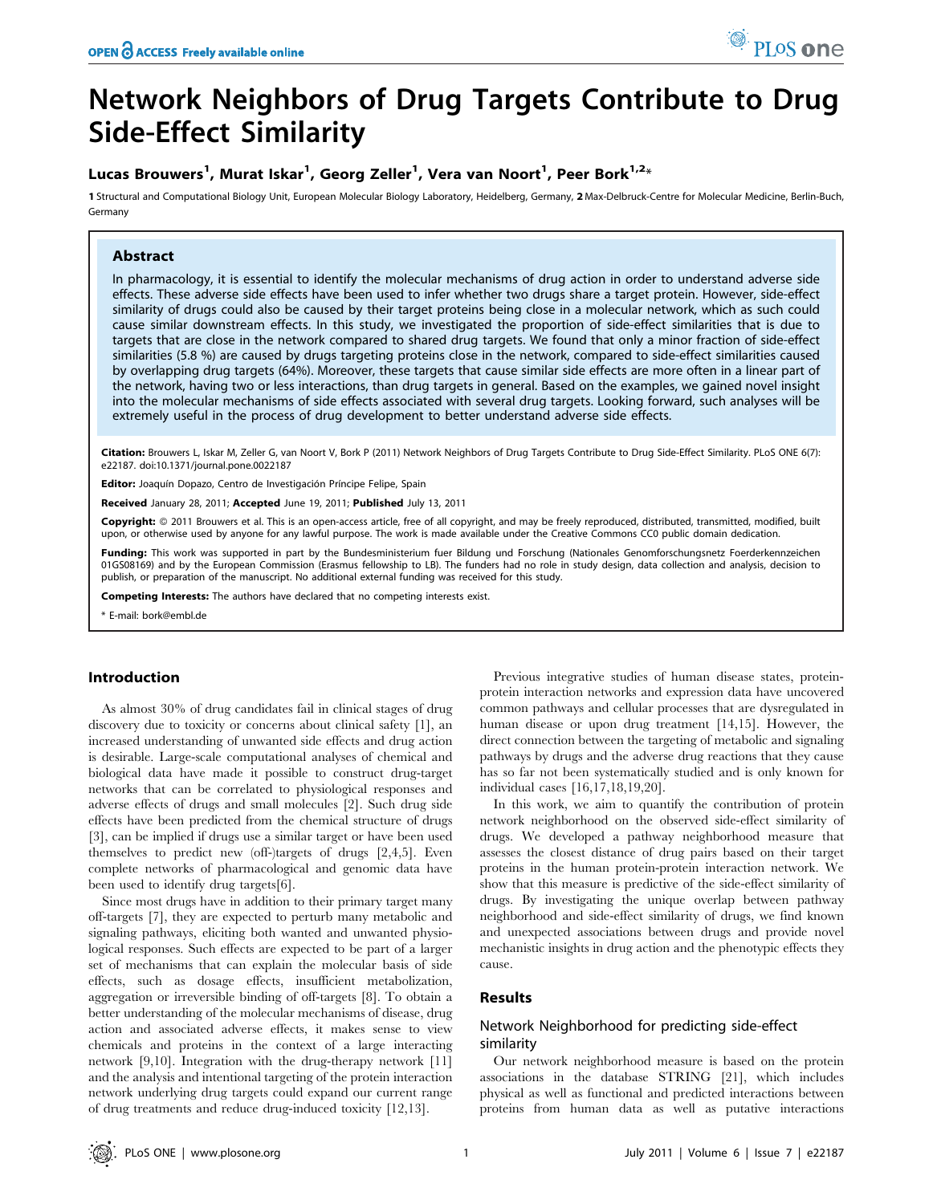# Network Neighbors of Drug Targets Contribute to Drug Side-Effect Similarity

**Lucas Brouwers[1], Murat Iskar[1], Georg Zeller[1], Vera van Noort[1], Peer Bork[1,2]***

1 Structural and Computational Biology Unit, European Molecular Biology Laboratory, Heidelberg, Germany, 2 Max-Delbruck-Centre for Molecular Medicine, Berlin-Buch, Germany

## Abstract

In pharmacology, it is essential to identify the molecular mechanisms of drug action in order to understand adverse side effects. These adverse side effects have been used to infer whether two drugs share a target protein. However, side-effect similarity of drugs could also be caused by their target proteins being close in a molecular network, which as such could cause similar downstream effects. In this study, we investigated the proportion of side-effect similarities that is due to targets that are close in the network compared to shared drug targets. We found that only a minor fraction of side-effect similarities (5.8 %) are caused by drugs targeting proteins close in the network, compared to side-effect similarities caused by overlapping drug targets (64%). Moreover, these targets that cause similar side effects are more often in a linear part of the network, having two or less interactions, than drug targets in general. Based on the examples, we gained novel insight into the molecular mechanisms of side effects associated with several drug targets. Looking forward, such analyses will be extremely useful in the process of drug development to better understand adverse side effects.

**Citation:** Brouwers L, Iskar M, Zeller G, van Noort V, Bork P (2011) Network Neighbors of Drug Targets Contribute to Drug Side-Effect Similarity. PLoS ONE 6(7): e22187. doi:10.1371/journal.pone.0022187

**Editor:** Joaquín Dopazo, Centro de Investigación Príncipe Felipe, Spain

**Received** January 28, 2011; **Accepted** June 19, 2011; **Published** July 13, 2011

**Copyright:** © 2011 Brouwers et al. This is an open-access article, free of all copyright, and may be freely reproduced, distributed, transmitted, modified, built upon, or otherwise used by anyone for any lawful purpose. The work is made available under the Creative Commons CC0 public domain dedication.

**Funding:** This work was supported in part by the Bundesministerium fuer Bildung und Forschung (Nationales Genomforschungsnetz Foerderkennzeichen 01GS08169) and by the European Commission (Erasmus fellowship to LB). The funders had no role in study design, data collection and analysis, decision to publish, or preparation of the manuscript. No additional external funding was received for this study.

**Competing Interests:** The authors have declared that no competing interests exist.

* E-mail: bork@embl.de

## Introduction

As almost 30% of drug candidates fail in clinical stages of drug discovery due to toxicity or concerns about clinical safety [1], an increased understanding of unwanted side effects and drug action is desirable. Large-scale computational analyses of chemical and biological data have made it possible to construct drug-target networks that can be correlated to physiological responses and adverse effects of drugs and small molecules [2]. Such drug side effects have been predicted from the chemical structure of drugs [3], can be implied if drugs use a similar target or have been used themselves to predict new (off-)targets of drugs [2,4,5]. Even complete networks of pharmacological and genomic data have been used to identify drug targets[6].

Since most drugs have in addition to their primary target many off-targets [7], they are expected to perturb many metabolic and signaling pathways, eliciting both wanted and unwanted physiological responses. Such effects are expected to be part of a larger set of mechanisms that can explain the molecular basis of side effects, such as dosage effects, insufficient metabolization, aggregation or irreversible binding of off-targets [8]. To obtain a better understanding of the molecular mechanisms of disease, drug action and associated adverse effects, it makes sense to view chemicals and proteins in the context of a large interacting network [9,10]. Integration with the drug-therapy network [11] and the analysis and intentional targeting of the protein interaction network underlying drug targets could expand our current range of drug treatments and reduce drug-induced toxicity [12,13].

Previous integrative studies of human disease states, protein-protein interaction networks and expression data have uncovered common pathways and cellular processes that are dysregulated in human disease or upon drug treatment [14,15]. However, the direct connection between the targeting of metabolic and signaling pathways by drugs and the adverse drug reactions that they cause has so far not been systematically studied and is only known for individual cases [16,17,18,19,20].

In this work, we aim to quantify the contribution of protein network neighborhood on the observed side-effect similarity of drugs. We developed a pathway neighborhood measure that assesses the closest distance of drug pairs based on their target proteins in the human protein-protein interaction network. We show that this measure is predictive of the side-effect similarity of drugs. By investigating the unique overlap between pathway neighborhood and side-effect similarity of drugs, we find known and unexpected associations between drugs and provide novel mechanistic insights in drug action and the phenotypic effects they cause.

## Results

### Network Neighborhood for predicting side-effect similarity

Our network neighborhood measure is based on the protein associations in the database STRING [21], which includes physical as well as functional and predicted interactions between proteins from human data as well as putative interactions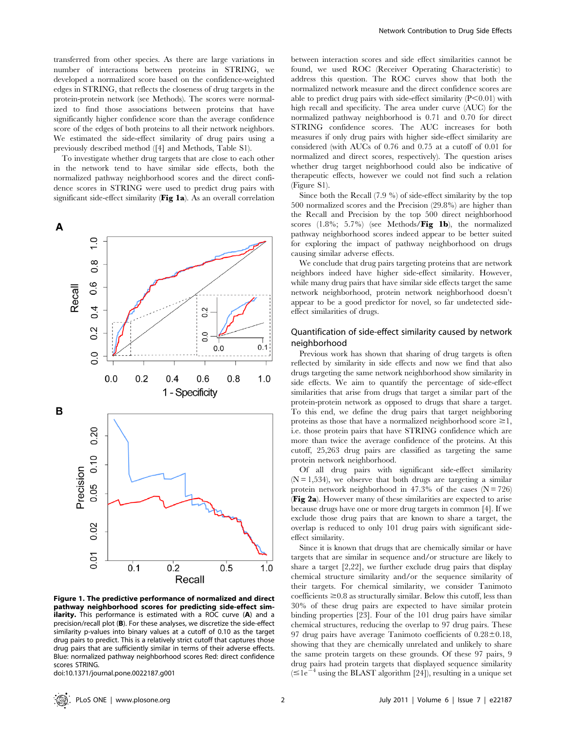transferred from other species. As there are large variations in number of interactions between proteins in STRING, we developed a normalized score based on the confidence-weighted edges in STRING, that reflects the closeness of drug targets in the protein-protein network (see Methods). The scores were normalized to find those associations between proteins that have significantly higher confidence score than the average confidence score of the edges of both proteins to all their network neighbors. We estimated the side-effect similarity of drug pairs using a previously described method ([4] and Methods, Table S1).

To investigate whether drug targets that are close to each other in the network tend to have similar side effects, both the normalized pathway neighborhood scores and the direct confidence scores in STRING were used to predict drug pairs with significant side-effect similarity (**Fig 1a**). As an overall correlation between interaction scores and side effect similarities cannot be found, we used ROC (Receiver Operating Characteristic) to address this question. The ROC curves show that both the normalized network measure and the direct confidence scores are able to predict drug pairs with side-effect similarity ($P<0.01$) with high recall and specificity. The area under curve (AUC) for the normalized pathway neighborhood is 0.71 and 0.70 for direct STRING confidence scores. The AUC increases for both measures if only drug pairs with higher side-effect similarity are considered (with AUCs of 0.76 and 0.75 at a cutoff of 0.01 for normalized and direct scores, respectively). The question arises whether drug target neighborhood could also be indicative of therapeutic effects, however we could not find such a relation (Figure S1).

Since both the Recall (7.9 %) of side-effect similarity by the top 500 normalized scores and the Precision (29.8%) are higher than the Recall and Precision by the top 500 direct neighborhood scores (1.8%; 5.7%) (see Methods/**Fig 1b**), the normalized pathway neighborhood scores indeed appear to be better suited for exploring the impact of pathway neighborhood on drugs causing similar adverse effects.

We conclude that drug pairs targeting proteins that are network neighbors indeed have higher side-effect similarity. However, while many drug pairs that have similar side effects target the same network neighborhood, protein network neighborhood doesn't appear to be a good predictor for novel, so far undetected side-effect similarities of drugs.

**Figure 1. The predictive performance of normalized and direct pathway neighborhood scores for predicting side-effect similarity.** This performance is estimated with a ROC curve (**A**) and a precision/recall plot (**B**). For these analyses, we discretize the side-effect similarity p-values into binary values at a cutoff of 0.10 as the target drug pairs to predict. This is a relatively strict cutoff that captures those drug pairs that are sufficiently similar in terms of their adverse effects. Blue: normalized pathway neighborhood scores Red: direct confidence scores STRING.
doi:10.1371/journal.pone.0022187.g001

## Quantification of side-effect similarity caused by network neighborhood

Previous work has shown that sharing of drug targets is often reflected by similarity in side effects and now we find that also drugs targeting the same network neighborhood show similarity in side effects. We aim to quantify the percentage of side-effect similarities that arise from drugs that target a similar part of the protein-protein network as opposed to drugs that share a target. To this end, we define the drug pairs that target neighboring proteins as those that have a normalized neighborhood score $\geq 1$, i.e. those protein pairs that have STRING confidence which are more than twice the average confidence of the proteins. At this cutoff, 25,263 drug pairs are classified as targeting the same protein network neighborhood.

Of all drug pairs with significant side-effect similarity ($N=1{,}534$), we observe that both drugs are targeting a similar protein network neighborhood in 47.3% of the cases ($N=726$) (**Fig 2a**). However many of these similarities are expected to arise because drugs have one or more drug targets in common [4]. If we exclude those drug pairs that are known to share a target, the overlap is reduced to only 101 drug pairs with significant side-effect similarity.

Since it is known that drugs that are chemically similar or have targets that are similar in sequence and/or structure are likely to share a target [2,22], we further exclude drug pairs that display chemical structure similarity and/or the sequence similarity of their targets. For chemical similarity, we consider Tanimoto coefficients $\geq 0.8$ as structurally similar. Below this cutoff, less than 30% of these drug pairs are expected to have similar protein binding properties [23]. Four of the 101 drug pairs have similar chemical structures, reducing the overlap to 97 drug pairs. These 97 drug pairs have average Tanimoto coefficients of $0.28 \pm 0.18$, showing that they are chemically unrelated and unlikely to share the same protein targets on these grounds. Of these 97 pairs, 9 drug pairs had protein targets that displayed sequence similarity ($\leq 1e^{-4}$ using the BLAST algorithm [24]), resulting in a unique set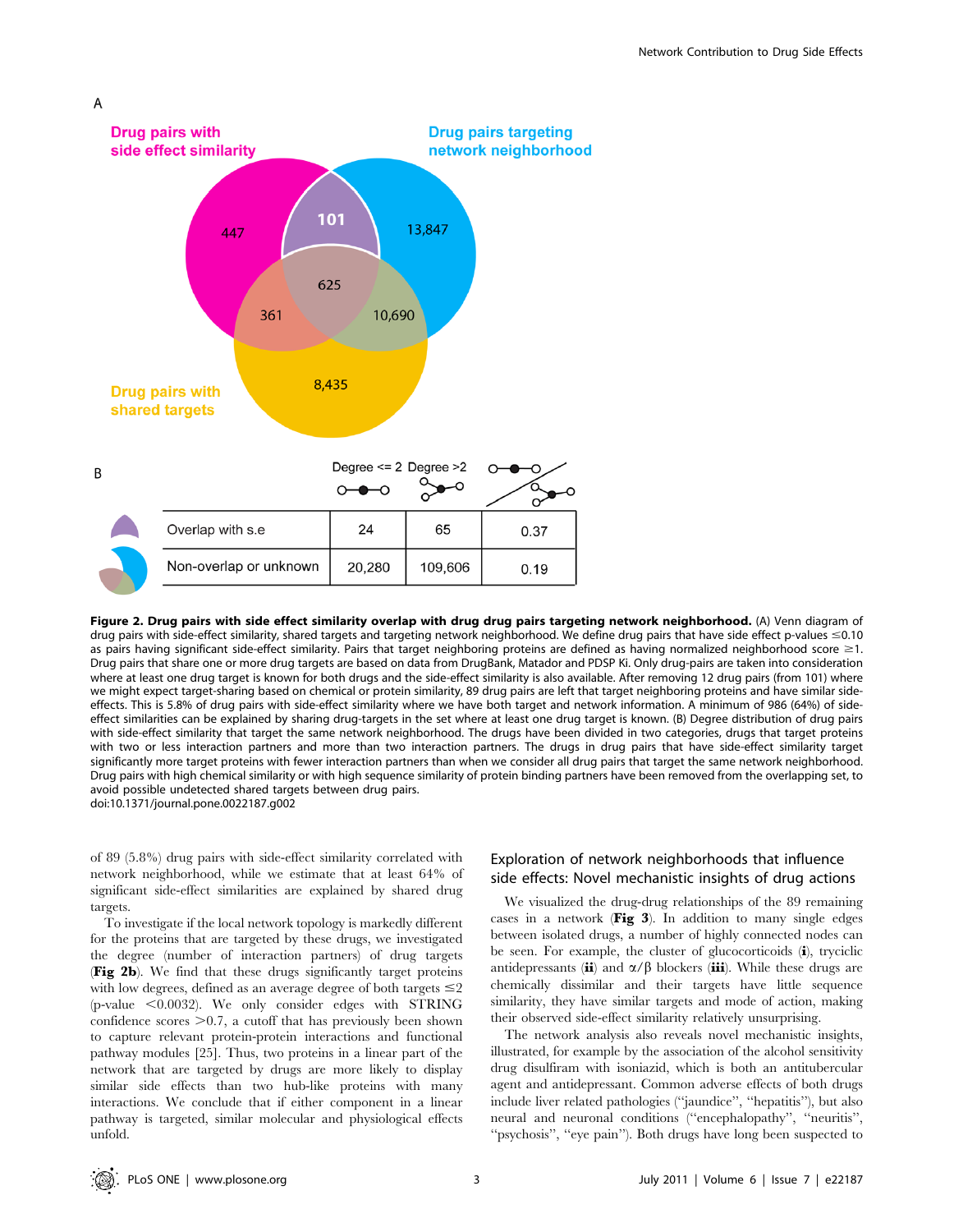A

Drug pairs with side effect similarity

Drug pairs targeting network neighborhood

Drug pairs with shared targets

B

| | Degree <= 2 | Degree >2 | |
|---|---|---|---|
| Overlap with s.e | 24 | 65 | 0.37 |
| Non-overlap or unknown | 20,280 | 109,606 | 0.19 |

**Figure 2. Drug pairs with side effect similarity overlap with drug drug pairs targeting network neighborhood.** (A) Venn diagram of drug pairs with side-effect similarity, shared targets and targeting network neighborhood. We define drug pairs that have side effect p-values ≤0.10 as pairs having significant side-effect similarity. Pairs that target neighboring proteins are defined as having normalized neighborhood score ≥1. Drug pairs that share one or more drug targets are based on data from DrugBank, Matador and PDSP Ki. Only drug-pairs are taken into consideration where at least one drug target is known for both drugs and the side-effect similarity is also available. After removing 12 drug pairs (from 101) where we might expect target-sharing based on chemical or protein similarity, 89 drug pairs are left that target neighboring proteins and have similar side-effects. This is 5.8% of drug pairs with side-effect similarity where we have both target and network information. A minimum of 986 (64%) of side-effect similarities can be explained by sharing drug-targets in the set where at least one drug target is known. (B) Degree distribution of drug pairs with side-effect similarity that target the same network neighborhood. The drugs have been divided in two categories, drugs that target proteins with two or less interaction partners and more than two interaction partners. The drugs in drug pairs that have side-effect similarity target significantly more target proteins with fewer interaction partners than when we consider all drug pairs that target the same network neighborhood. Drug pairs with high chemical similarity or with high sequence similarity of protein binding partners have been removed from the overlapping set, to avoid possible undetected shared targets between drug pairs.
doi:10.1371/journal.pone.0022187.g002

of 89 (5.8%) drug pairs with side-effect similarity correlated with network neighborhood, while we estimate that at least 64% of significant side-effect similarities are explained by shared drug targets.

To investigate if the local network topology is markedly different for the proteins that are targeted by these drugs, we investigated the degree (number of interaction partners) of drug targets (**Fig 2b**). We find that these drugs significantly target proteins with low degrees, defined as an average degree of both targets ≤2 ($p$-value $<0.0032$). We only consider edges with STRING confidence scores $>0.7$, a cutoff that has previously been shown to capture relevant protein-protein interactions and functional pathway modules [25]. Thus, two proteins in a linear part of the network that are targeted by drugs are more likely to display similar side effects than two hub-like proteins with many interactions. We conclude that if either component in a linear pathway is targeted, similar molecular and physiological effects unfold.

## Exploration of network neighborhoods that influence side effects: Novel mechanistic insights of drug actions

We visualized the drug-drug relationships of the 89 remaining cases in a network (**Fig 3**). In addition to many single edges between isolated drugs, a number of highly connected nodes can be seen. For example, the cluster of glucocorticoids (**i**), tyciclic antidepressants (**ii**) and α/β blockers (**iii**). While these drugs are chemically dissimilar and their targets have little sequence similarity, they have similar targets and mode of action, making their observed side-effect similarity relatively unsurprising.

The network analysis also reveals novel mechanistic insights, illustrated, for example by the association of the alcohol sensitivity drug disulfiram with isoniazid, which is both an antitubercular agent and antidepressant. Common adverse effects of both drugs include liver related pathologies ("jaundice", "hepatitis"), but also neural and neuronal conditions ("encephalopathy", "neuritis", "psychosis", "eye pain"). Both drugs have long been suspected to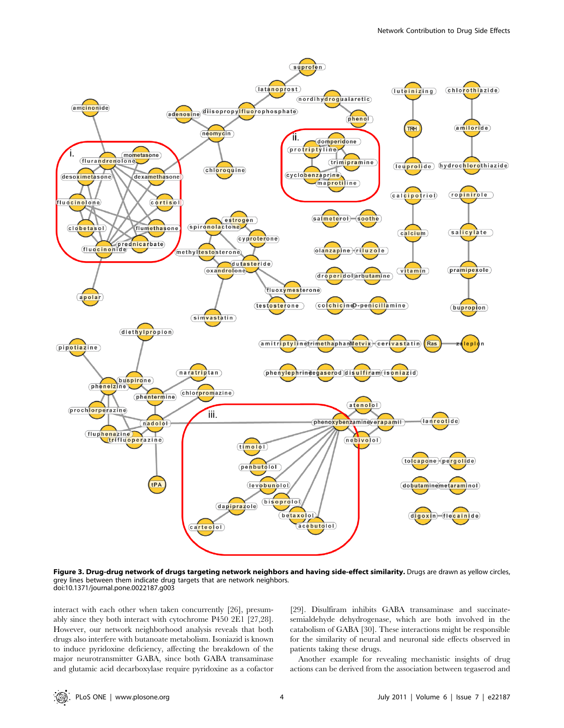**Figure 3. Drug-drug network of drugs targeting network neighbors and having side-effect similarity.** Drugs are drawn as yellow circles, grey lines between them indicate drug targets that are network neighbors.
doi:10.1371/journal.pone.0022187.g003

interact with each other when taken concurrently [26], presumably since they both interact with cytochrome P450 2E1 [27,28]. However, our network neighborhood analysis reveals that both drugs also interfere with butanoate metabolism. Isoniazid is known to induce pyridoxine deficiency, affecting the breakdown of the major neurotransmitter GABA, since both GABA transaminase and glutamic acid decarboxylase require pyridoxine as a cofactor [29]. Disulfiram inhibits GABA transaminase and succinate-semialdehyde dehydrogenase, which are both involved in the catabolism of GABA [30]. These interactions might be responsible for the similarity of neural and neuronal side effects observed in patients taking these drugs.

Another example for revealing mechanistic insights of drug actions can be derived from the association between tegaserod and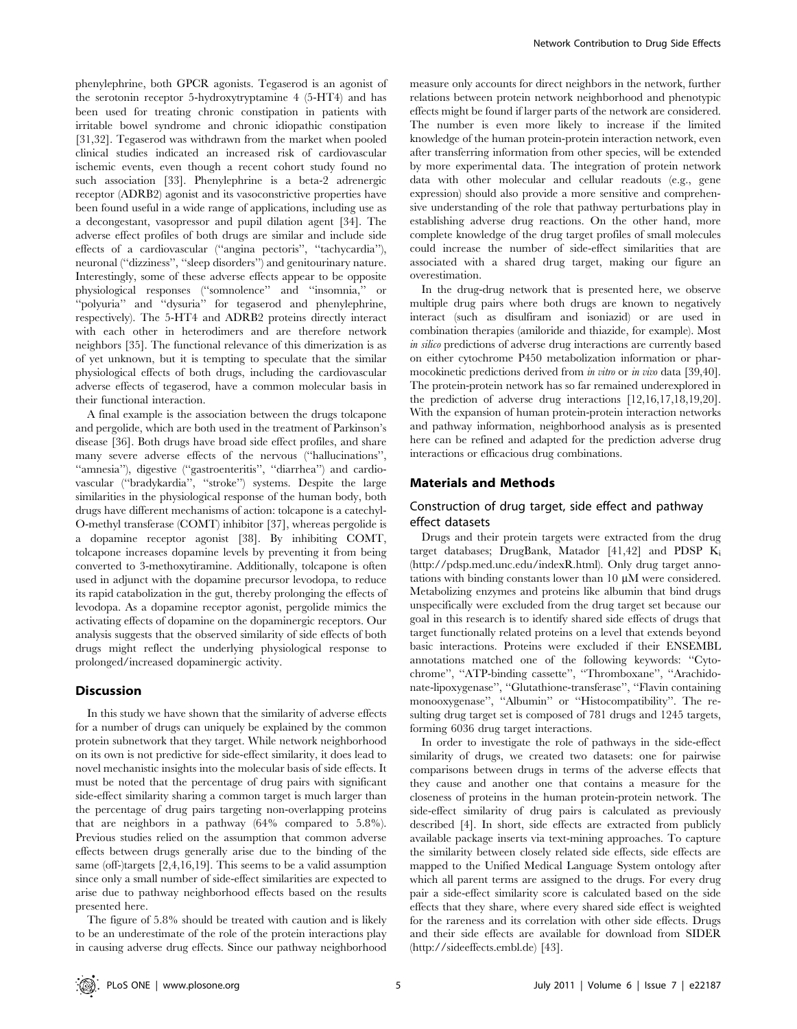phenylephrine, both GPCR agonists. Tegaserod is an agonist of the serotonin receptor 5-hydroxytryptamine 4 (5-HT4) and has been used for treating chronic constipation in patients with irritable bowel syndrome and chronic idiopathic constipation [31,32]. Tegaserod was withdrawn from the market when pooled clinical studies indicated an increased risk of cardiovascular ischemic events, even though a recent cohort study found no such association [33]. Phenylephrine is a beta-2 adrenergic receptor (ADRB2) agonist and its vasoconstrictive properties have been found useful in a wide range of applications, including use as a decongestant, vasopressor and pupil dilation agent [34]. The adverse effect profiles of both drugs are similar and include side effects of a cardiovascular (''angina pectoris'', ''tachycardia''), neuronal (''dizziness'', ''sleep disorders'') and genitourinary nature. Interestingly, some of these adverse effects appear to be opposite physiological responses (''somnolence'' and ''insomnia,'' or ''polyuria'' and ''dysuria'' for tegaserod and phenylephrine, respectively). The 5-HT4 and ADRB2 proteins directly interact with each other in heterodimers and are therefore network neighbors [35]. The functional relevance of this dimerization is as of yet unknown, but it is tempting to speculate that the similar physiological effects of both drugs, including the cardiovascular adverse effects of tegaserod, have a common molecular basis in their functional interaction.

A final example is the association between the drugs tolcapone and pergolide, which are both used in the treatment of Parkinson's disease [36]. Both drugs have broad side effect profiles, and share many severe adverse effects of the nervous (''hallucinations'', ''amnesia''), digestive (''gastroenteritis'', ''diarrhea'') and cardiovascular (''bradykardia'', ''stroke'') systems. Despite the large similarities in the physiological response of the human body, both drugs have different mechanisms of action: tolcapone is a catechyl-O-methyl transferase (COMT) inhibitor [37], whereas pergolide is a dopamine receptor agonist [38]. By inhibiting COMT, tolcapone increases dopamine levels by preventing it from being converted to 3-methoxytiramine. Additionally, tolcapone is often used in adjunct with the dopamine precursor levodopa, to reduce its rapid catabolization in the gut, thereby prolonging the effects of levodopa. As a dopamine receptor agonist, pergolide mimics the activating effects of dopamine on the dopaminergic receptors. Our analysis suggests that the observed similarity of side effects of both drugs might reflect the underlying physiological response to prolonged/increased dopaminergic activity.

## Discussion

In this study we have shown that the similarity of adverse effects for a number of drugs can uniquely be explained by the common protein subnetwork that they target. While network neighborhood on its own is not predictive for side-effect similarity, it does lead to novel mechanistic insights into the molecular basis of side effects. It must be noted that the percentage of drug pairs with significant side-effect similarity sharing a common target is much larger than the percentage of drug pairs targeting non-overlapping proteins that are neighbors in a pathway (64% compared to 5.8%). Previous studies relied on the assumption that common adverse effects between drugs generally arise due to the binding of the same (off-)targets [2,4,16,19]. This seems to be a valid assumption since only a small number of side-effect similarities are expected to arise due to pathway neighborhood effects based on the results presented here.

The figure of 5.8% should be treated with caution and is likely to be an underestimate of the role of the protein interactions play in causing adverse drug effects. Since our pathway neighborhood measure only accounts for direct neighbors in the network, further relations between protein network neighborhood and phenotypic effects might be found if larger parts of the network are considered. The number is even more likely to increase if the limited knowledge of the human protein-protein interaction network, even after transferring information from other species, will be extended by more experimental data. The integration of protein network data with other molecular and cellular readouts (e.g., gene expression) should also provide a more sensitive and comprehensive understanding of the role that pathway perturbations play in establishing adverse drug reactions. On the other hand, more complete knowledge of the drug target profiles of small molecules could increase the number of side-effect similarities that are associated with a shared drug target, making our figure an overestimation.

In the drug-drug network that is presented here, we observe multiple drug pairs where both drugs are known to negatively interact (such as disulfiram and isoniazid) or are used in combination therapies (amiloride and thiazide, for example). Most *in silico* predictions of adverse drug interactions are currently based on either cytochrome P450 metabolization information or pharmocokinetic predictions derived from *in vitro* or *in vivo* data [39,40]. The protein-protein network has so far remained underexplored in the prediction of adverse drug interactions [12,16,17,18,19,20]. With the expansion of human protein-protein interaction networks and pathway information, neighborhood analysis as is presented here can be refined and adapted for the prediction adverse drug interactions or efficacious drug combinations.

## Materials and Methods

### Construction of drug target, side effect and pathway effect datasets

Drugs and their protein targets were extracted from the drug target databases; DrugBank, Matador [41,42] and PDSP $K_i$ (http://pdsp.med.unc.edu/indexR.html). Only drug target annotations with binding constants lower than 10 µM were considered. Metabolizing enzymes and proteins like albumin that bind drugs unspecifically were excluded from the drug target set because our goal in this research is to identify shared side effects of drugs that target functionally related proteins on a level that extends beyond basic interactions. Proteins were excluded if their ENSEMBL annotations matched one of the following keywords: ''Cytochrome'', ''ATP-binding cassette'', ''Thromboxane'', ''Arachidonate-lipoxygenase'', ''Glutathione-transferase'', ''Flavin containing monooxygenase'', ''Albumin'' or ''Histocompatibility''. The resulting drug target set is composed of 781 drugs and 1245 targets, forming 6036 drug target interactions.

In order to investigate the role of pathways in the side-effect similarity of drugs, we created two datasets: one for pairwise comparisons between drugs in terms of the adverse effects that they cause and another one that contains a measure for the closeness of proteins in the human protein-protein network. The side-effect similarity of drug pairs is calculated as previously described [4]. In short, side effects are extracted from publicly available package inserts via text-mining approaches. To capture the similarity between closely related side effects, side effects are mapped to the Unified Medical Language System ontology after which all parent terms are assigned to the drugs. For every drug pair a side-effect similarity score is calculated based on the side effects that they share, where every shared side effect is weighted for the rareness and its correlation with other side effects. Drugs and their side effects are available for download from SIDER (http://sideeffects.embl.de) [43].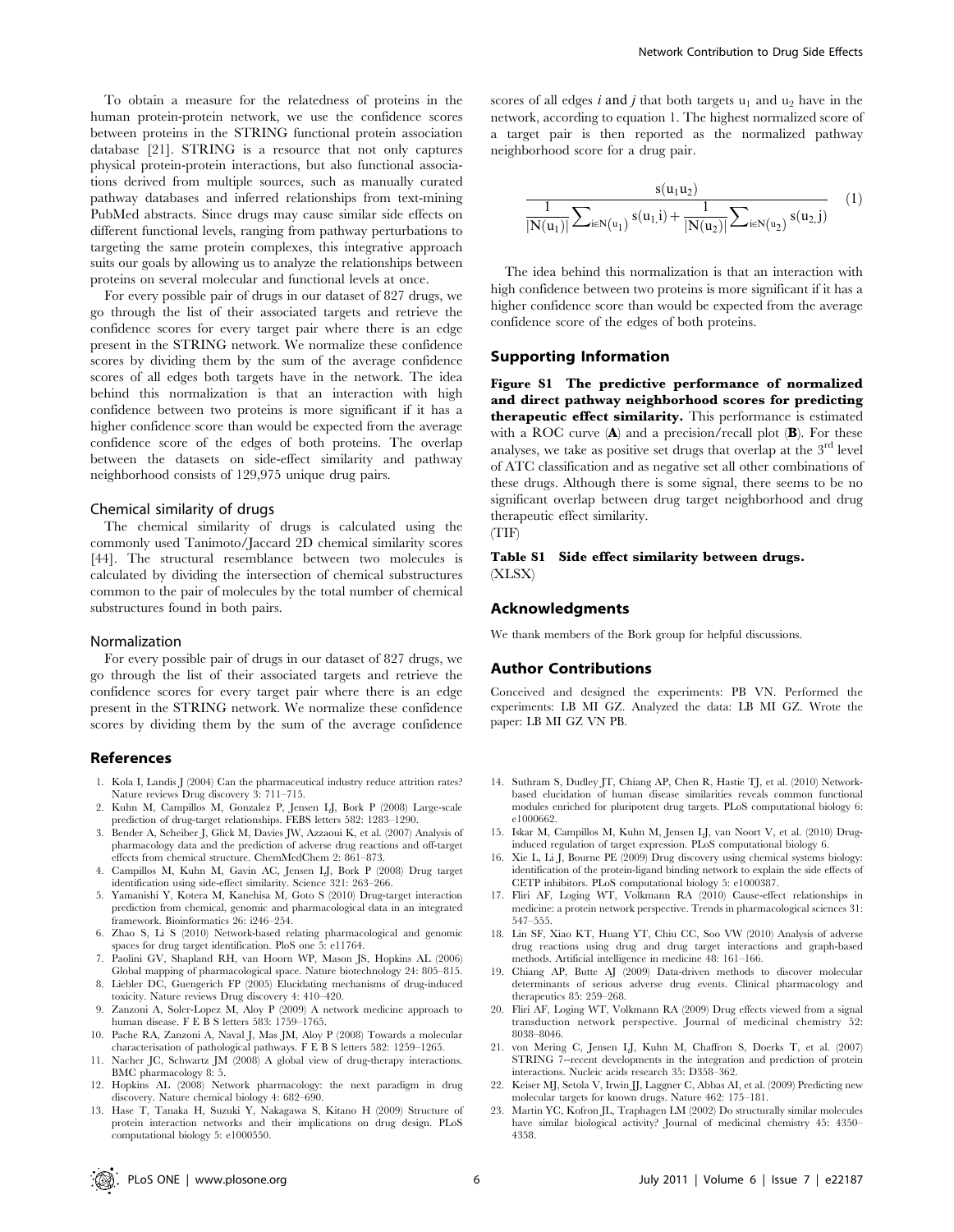To obtain a measure for the relatedness of proteins in the human protein-protein network, we use the confidence scores between proteins in the STRING functional protein association database [21]. STRING is a resource that not only captures physical protein-protein interactions, but also functional associations derived from multiple sources, such as manually curated pathway databases and inferred relationships from text-mining PubMed abstracts. Since drugs may cause similar side effects on different functional levels, ranging from pathway perturbations to targeting the same protein complexes, this integrative approach suits our goals by allowing us to analyze the relationships between proteins on several molecular and functional levels at once.

For every possible pair of drugs in our dataset of 827 drugs, we go through the list of their associated targets and retrieve the confidence scores for every target pair where there is an edge present in the STRING network. We normalize these confidence scores by dividing them by the sum of the average confidence scores of all edges both targets have in the network. The idea behind this normalization is that an interaction with high confidence between two proteins is more significant if it has a higher confidence score than would be expected from the average confidence score of the edges of both proteins. The overlap between the datasets on side-effect similarity and pathway neighborhood consists of 129,975 unique drug pairs.

### Chemical similarity of drugs

The chemical similarity of drugs is calculated using the commonly used Tanimoto/Jaccard 2D chemical similarity scores [44]. The structural resemblance between two molecules is calculated by dividing the intersection of chemical substructures common to the pair of molecules by the total number of chemical substructures found in both pairs.

### Normalization

For every possible pair of drugs in our dataset of 827 drugs, we go through the list of their associated targets and retrieve the confidence scores for every target pair where there is an edge present in the STRING network. We normalize these confidence scores by dividing them by the sum of the average confidence scores of all edges $i$ and $j$ that both targets $u_1$ and $u_2$ have in the network, according to equation 1. The highest normalized score of a target pair is then reported as the normalized pathway neighborhood score for a drug pair.

$$\frac{s(u_1 u_2)}{\frac{1}{|N(u_1)|}\sum_{i \in N(u_1)} s(u_1, i) + \frac{1}{|N(u_2)|}\sum_{i \in N(u_2)} s(u_2, j)} \quad (1)$$

The idea behind this normalization is that an interaction with high confidence between two proteins is more significant if it has a higher confidence score than would be expected from the average confidence score of the edges of both proteins.

## Supporting Information

**Figure S1 The predictive performance of normalized and direct pathway neighborhood scores for predicting therapeutic effect similarity.** This performance is estimated with a ROC curve (**A**) and a precision/recall plot (**B**). For these analyses, we take as positive set drugs that overlap at the 3rd level of ATC classification and as negative set all other combinations of these drugs. Although there is some signal, there seems to be no significant overlap between drug target neighborhood and drug therapeutic effect similarity.
(TIF)

**Table S1 Side effect similarity between drugs.**
(XLSX)

## Acknowledgments

We thank members of the Bork group for helpful discussions.

## Author Contributions

Conceived and designed the experiments: PB VN. Performed the experiments: LB MI GZ. Analyzed the data: LB MI GZ. Wrote the paper: LB MI GZ VN PB.

## References

1. Kola I, Landis J (2004) Can the pharmaceutical industry reduce attrition rates? Nature reviews Drug discovery 3: 711–715.
2. Kuhn M, Campillos M, Gonzalez P, Jensen LJ, Bork P (2008) Large-scale prediction of drug-target relationships. FEBS letters 582: 1283–1290.
3. Bender A, Scheiber J, Glick M, Davies JW, Azzaoui K, et al. (2007) Analysis of pharmacology data and the prediction of adverse drug reactions and off-target effects from chemical structure. ChemMedChem 2: 861–873.
4. Campillos M, Kuhn M, Gavin AC, Jensen LJ, Bork P (2008) Drug target identification using side-effect similarity. Science 321: 263–266.
5. Yamanishi Y, Kotera M, Kanehisa M, Goto S (2010) Drug-target interaction prediction from chemical, genomic and pharmacological data in an integrated framework. Bioinformatics 26: i246–254.
6. Zhao S, Li S (2010) Network-based relating pharmacological and genomic spaces for drug target identification. PloS one 5: e11764.
7. Paolini GV, Shapland RH, van Hoorn WP, Mason JS, Hopkins AL (2006) Global mapping of pharmacological space. Nature biotechnology 24: 805–815.
8. Liebler DC, Guengerich FP (2005) Elucidating mechanisms of drug-induced toxicity. Nature reviews Drug discovery 4: 410–420.
9. Zanzoni A, Soler-Lopez M, Aloy P (2009) A network medicine approach to human disease. F E B S letters 583: 1759–1765.
10. Pache RA, Zanzoni A, Naval J, Mas JM, Aloy P (2008) Towards a molecular characterisation of pathological pathways. F E B S letters 582: 1259–1265.
11. Nacher JC, Schwartz JM (2008) A global view of drug-therapy interactions. BMC pharmacology 8: 5.
12. Hopkins AL (2008) Network pharmacology: the next paradigm in drug discovery. Nature chemical biology 4: 682–690.
13. Hase T, Tanaka H, Suzuki Y, Nakagawa S, Kitano H (2009) Structure of protein interaction networks and their implications on drug design. PLoS computational biology 5: e1000550.
14. Suthram S, Dudley JT, Chiang AP, Chen R, Hastie TJ, et al. (2010) Network-based elucidation of human disease similarities reveals common functional modules enriched for pluripotent drug targets. PLoS computational biology 6: e1000662.
15. Iskar M, Campillos M, Kuhn M, Jensen LJ, van Noort V, et al. (2010) Drug-induced regulation of target expression. PLoS computational biology 6.
16. Xie L, Li J, Bourne PE (2009) Drug discovery using chemical systems biology: identification of the protein-ligand binding network to explain the side effects of CETP inhibitors. PLoS computational biology 5: e1000387.
17. Fliri AF, Loging WT, Volkmann RA (2010) Cause-effect relationships in medicine: a protein network perspective. Trends in pharmacological sciences 31: 547–555.
18. Lin SF, Xiao KT, Huang YT, Chiu CC, Soo VW (2010) Analysis of adverse drug reactions using drug and drug target interactions and graph-based methods. Artificial intelligence in medicine 48: 161–166.
19. Chiang AP, Butte AJ (2009) Data-driven methods to discover molecular determinants of serious adverse drug events. Clinical pharmacology and therapeutics 85: 259–268.
20. Fliri AF, Loging WT, Volkmann RA (2009) Drug effects viewed from a signal transduction network perspective. Journal of medicinal chemistry 52: 8038–8046.
21. von Mering C, Jensen LJ, Kuhn M, Chaffron S, Doerks T, et al. (2007) STRING 7--recent developments in the integration and prediction of protein interactions. Nucleic acids research 35: D358–362.
22. Keiser MJ, Setola V, Irwin JJ, Laggner C, Abbas AI, et al. (2009) Predicting new molecular targets for known drugs. Nature 462: 175–181.
23. Martin YC, Kofron JL, Traphagen LM (2002) Do structurally similar molecules have similar biological activity? Journal of medicinal chemistry 45: 4350–4358.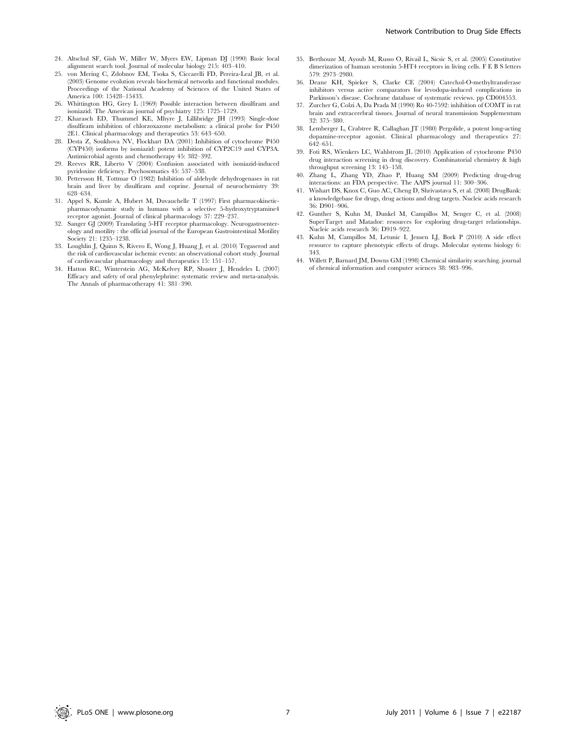24. Altschul SF, Gish W, Miller W, Myers EW, Lipman DJ (1990) Basic local alignment search tool. Journal of molecular biology 215: 403–410.
25. von Mering C, Zdobnov EM, Tsoka S, Ciccarelli FD, Pereira-Leal JB, et al. (2003) Genome evolution reveals biochemical networks and functional modules. Proceedings of the National Academy of Sciences of the United States of America 100: 15428–15433.
26. Whittington HG, Grey L (1969) Possible interaction between disulfiram and isoniazid. The American journal of psychiatry 125: 1725–1729.
27. Kharasch ED, Thummel KE, Mhyre J, Lillibridge JH (1993) Single-dose disulfiram inhibition of chlorzoxazone metabolism: a clinical probe for P450 2E1. Clinical pharmacology and therapeutics 53: 643–650.
28. Desta Z, Soukhova NV, Flockhart DA (2001) Inhibition of cytochrome P450 (CYP450) isoforms by isoniazid: potent inhibition of CYP2C19 and CYP3A. Antimicrobial agents and chemotherapy 45: 382–392.
29. Reeves RR, Liberto V (2004) Confusion associated with isoniazid-induced pyridoxine deficiency. Psychosomatics 45: 537–538.
30. Pettersson H, Tottmar O (1982) Inhibition of aldehyde dehydrogenases in rat brain and liver by disulfiram and coprine. Journal of neurochemistry 39: 628–634.
31. Appel S, Kumle A, Hubert M, Duvauchelle T (1997) First pharmacokinetic-pharmacodynamic study in humans with a selective 5-hydroxytryptamine4 receptor agonist. Journal of clinical pharmacology 37: 229–237.
32. Sanger GJ (2009) Translating 5-HT receptor pharmacology. Neurogastroenterology and motility : the official journal of the European Gastrointestinal Motility Society 21: 1235–1238.
33. Loughlin J, Quinn S, Rivero E, Wong J, Huang J, et al. (2010) Tegaserod and the risk of cardiovascular ischemic events: an observational cohort study. Journal of cardiovascular pharmacology and therapeutics 15: 151–157.
34. Hatton RC, Winterstein AG, McKelvey RP, Shuster J, Hendeles L (2007) Efficacy and safety of oral phenylephrine: systematic review and meta-analysis. The Annals of pharmacotherapy 41: 381–390.
35. Berthouze M, Ayoub M, Russo O, Rivail L, Sicsic S, et al. (2005) Constitutive dimerization of human serotonin 5-HT4 receptors in living cells. F E B S letters 579: 2973–2980.
36. Deane KH, Spieker S, Clarke CE (2004) Catechol-O-methyltransferase inhibitors versus active comparators for levodopa-induced complications in Parkinson's disease. Cochrane database of systematic reviews. pp CD004553.
37. Zurcher G, Colzi A, Da Prada M (1990) Ro 40-7592: inhibition of COMT in rat brain and extracerebral tissues. Journal of neural transmission Supplementum 32: 375–380.
38. Lemberger L, Crabtree R, Callaghan JT (1980) Pergolide, a potent long-acting dopamine-receptor agonist. Clinical pharmacology and therapeutics 27: 642–651.
39. Foti RS, Wienkers LC, Wahlstrom JL (2010) Application of cytochrome P450 drug interaction screening in drug discovery. Combinatorial chemistry & high throughput screening 13: 145–158.
40. Zhang L, Zhang YD, Zhao P, Huang SM (2009) Predicting drug-drug interactions: an FDA perspective. The AAPS journal 11: 300–306.
41. Wishart DS, Knox C, Guo AC, Cheng D, Shrivastava S, et al. (2008) DrugBank: a knowledgebase for drugs, drug actions and drug targets. Nucleic acids research 36: D901–906.
42. Gunther S, Kuhn M, Dunkel M, Campillos M, Senger C, et al. (2008) SuperTarget and Matador: resources for exploring drug-target relationships. Nucleic acids research 36: D919–922.
43. Kuhn M, Campillos M, Letunic I, Jensen LJ, Bork P (2010) A side effect resource to capture phenotypic effects of drugs. Molecular systems biology 6: 343.
44. Willett P, Barnard JM, Downs GM (1998) Chemical similarity searching. journal of chemical information and computer sciences 38: 983–996.